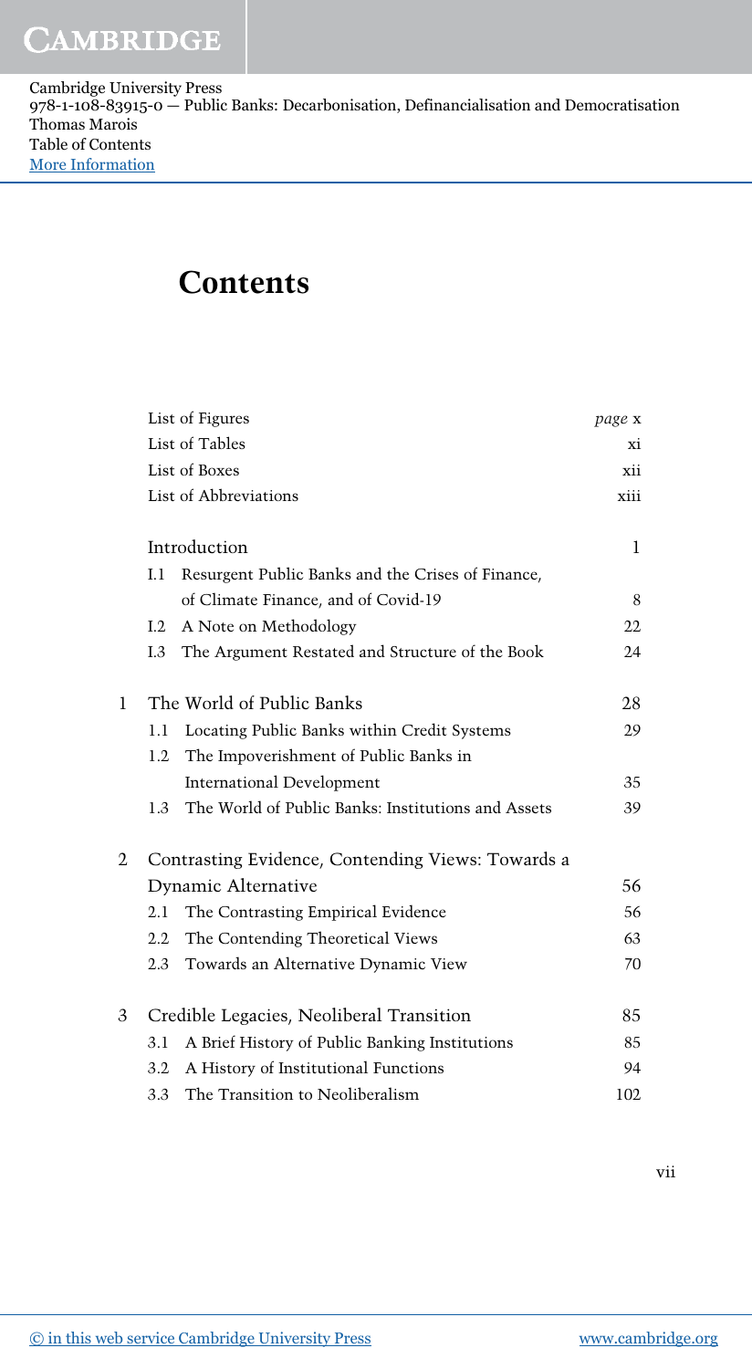# Contents

| | | |
|---|---|---|
| | List of Figures | *page* x |
| | List of Tables | xi |
| | List of Boxes | xii |
| | List of Abbreviations | xiii |
| | **Introduction** | 1 |
| | I.1 Resurgent Public Banks and the Crises of Finance, of Climate Finance, and of Covid-19 | 8 |
| | I.2 A Note on Methodology | 22 |
| | I.3 The Argument Restated and Structure of the Book | 24 |
| 1 | **The World of Public Banks** | 28 |
| | 1.1 Locating Public Banks within Credit Systems | 29 |
| | 1.2 The Impoverishment of Public Banks in International Development | 35 |
| | 1.3 The World of Public Banks: Institutions and Assets | 39 |
| 2 | **Contrasting Evidence, Contending Views: Towards a Dynamic Alternative** | 56 |
| | 2.1 The Contrasting Empirical Evidence | 56 |
| | 2.2 The Contending Theoretical Views | 63 |
| | 2.3 Towards an Alternative Dynamic View | 70 |
| 3 | **Credible Legacies, Neoliberal Transition** | 85 |
| | 3.1 A Brief History of Public Banking Institutions | 85 |
| | 3.2 A History of Institutional Functions | 94 |
| | 3.3 The Transition to Neoliberalism | 102 |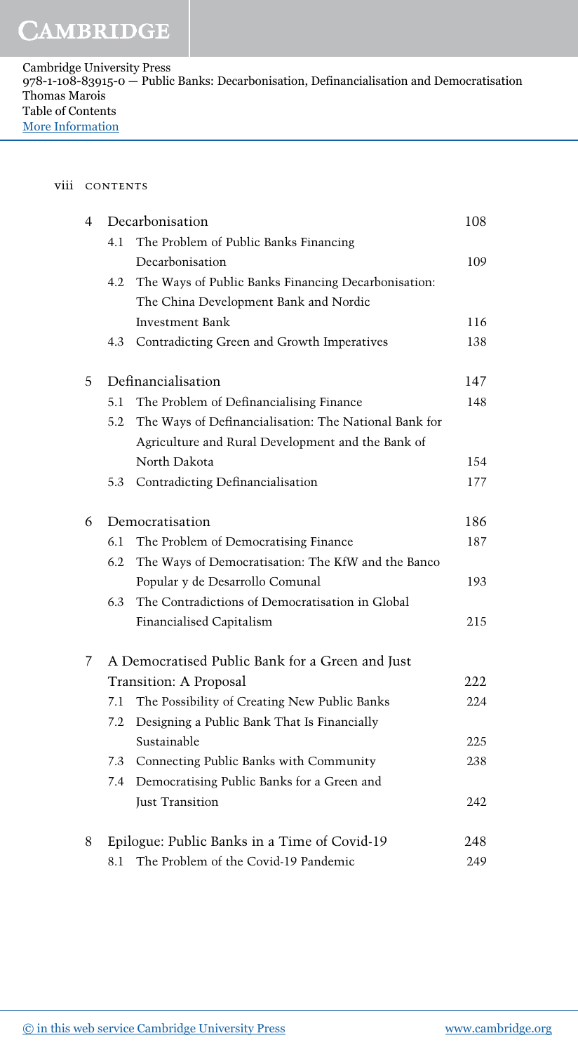| | | |
|---|---|---|
| 4 | Decarbonisation | 108 |
| | 4.1 The Problem of Public Banks Financing Decarbonisation | 109 |
| | 4.2 The Ways of Public Banks Financing Decarbonisation: The China Development Bank and Nordic Investment Bank | 116 |
| | 4.3 Contradicting Green and Growth Imperatives | 138 |
| 5 | Definancialisation | 147 |
| | 5.1 The Problem of Definancialising Finance | 148 |
| | 5.2 The Ways of Definancialisation: The National Bank for Agriculture and Rural Development and the Bank of North Dakota | 154 |
| | 5.3 Contradicting Definancialisation | 177 |
| 6 | Democratisation | 186 |
| | 6.1 The Problem of Democratising Finance | 187 |
| | 6.2 The Ways of Democratisation: The KfW and the Banco Popular y de Desarrollo Comunal | 193 |
| | 6.3 The Contradictions of Democratisation in Global Financialised Capitalism | 215 |
| 7 | A Democratised Public Bank for a Green and Just Transition: A Proposal | 222 |
| | 7.1 The Possibility of Creating New Public Banks | 224 |
| | 7.2 Designing a Public Bank That Is Financially Sustainable | 225 |
| | 7.3 Connecting Public Banks with Community | 238 |
| | 7.4 Democratising Public Banks for a Green and Just Transition | 242 |
| 8 | Epilogue: Public Banks in a Time of Covid-19 | 248 |
| | 8.1 The Problem of the Covid-19 Pandemic | 249 |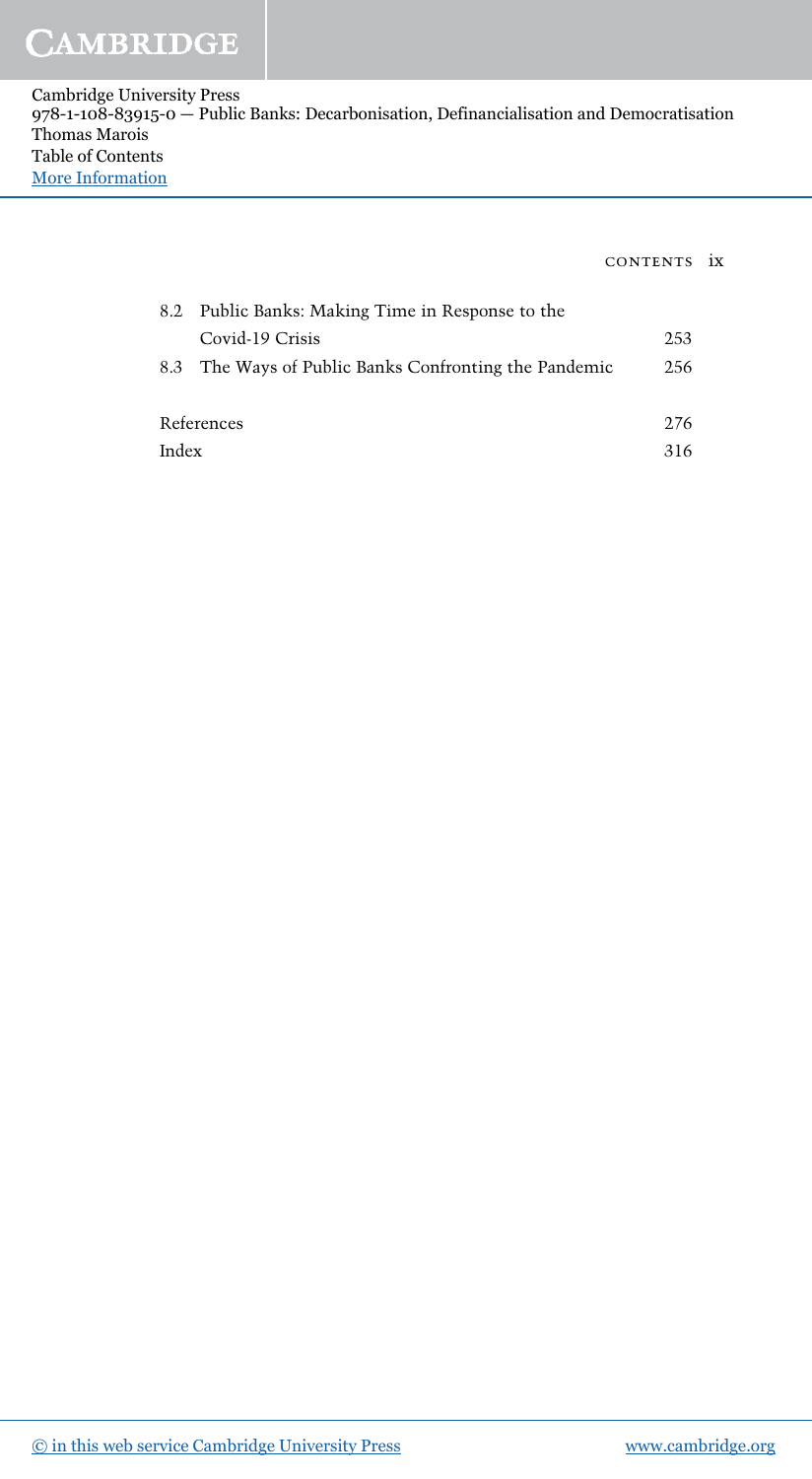| | | |
|---|---|---|
| 8.2 | Public Banks: Making Time in Response to the Covid-19 Crisis | 253 |
| 8.3 | The Ways of Public Banks Confronting the Pandemic | 256 |
| References | | 276 |
| Index | | 316 |